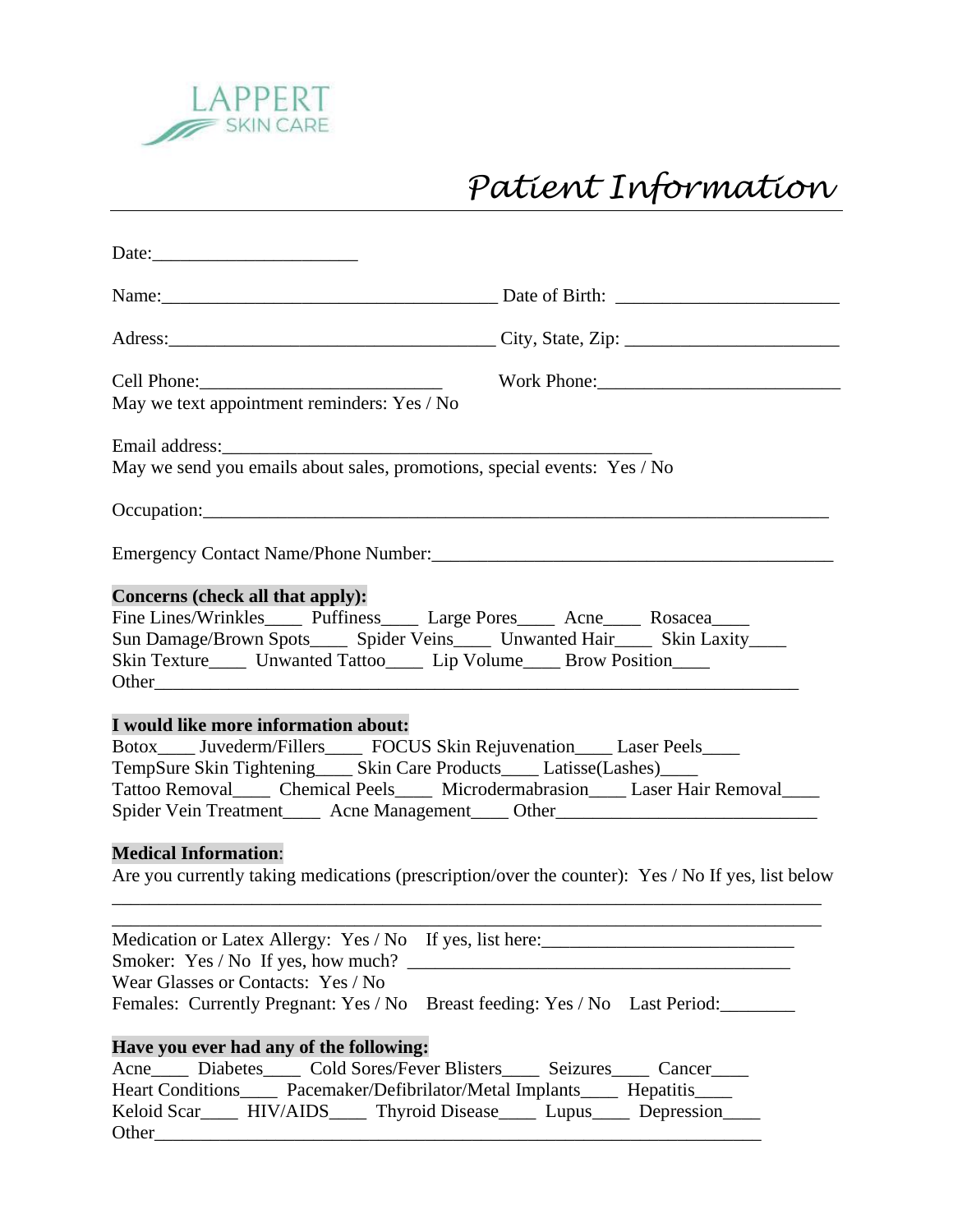LAPPERT SKIN CARE

# *Patient Information*

Date:______________________

Name:____________________________________ Date of Birth: ________________________

Adress:___________________________________ City, State, Zip: _______________________

Cell Phone:__________________________ Work Phone:__________________________

May we text appointment reminders: Yes / No

Email address:______________________________________________

May we send you emails about sales, promotions, special events: Yes / No

Occupation:____________________________________________________________________

Emergency Contact Name/Phone Number:____________________________________________

**Concerns (check all that apply):**

Fine Lines/Wrinkles____ Puffiness____ Large Pores____ Acne____ Rosacea____
Sun Damage/Brown Spots____ Spider Veins____ Unwanted Hair____ Skin Laxity____
Skin Texture____ Unwanted Tattoo____ Lip Volume____ Brow Position____
Other______________________________________________________________________

**I would like more information about:**

Botox____ Juvederm/Fillers____ FOCUS Skin Rejuvenation____ Laser Peels____
TempSure Skin Tightening____ Skin Care Products____ Latisse(Lashes)____
Tattoo Removal____ Chemical Peels____ Microdermabrasion____ Laser Hair Removal____
Spider Vein Treatment____ Acne Management____ Other____________________________

**Medical Information**:

Are you currently taking medications (prescription/over the counter): Yes / No If yes, list below

___________________________________________________________________________
___________________________________________________________________________

Medication or Latex Allergy: Yes / No If yes, list here:___________________________
Smoker: Yes / No If yes, how much? __________________________________________
Wear Glasses or Contacts: Yes / No
Females: Currently Pregnant: Yes / No Breast feeding: Yes / No Last Period:________

**Have you ever had any of the following:**

Acne____ Diabetes____ Cold Sores/Fever Blisters____ Seizures____ Cancer____
Heart Conditions____ Pacemaker/Defibrilator/Metal Implants____ Hepatitis____
Keloid Scar____ HIV/AIDS____ Thyroid Disease____ Lupus____ Depression____
Other___________________________________________________________________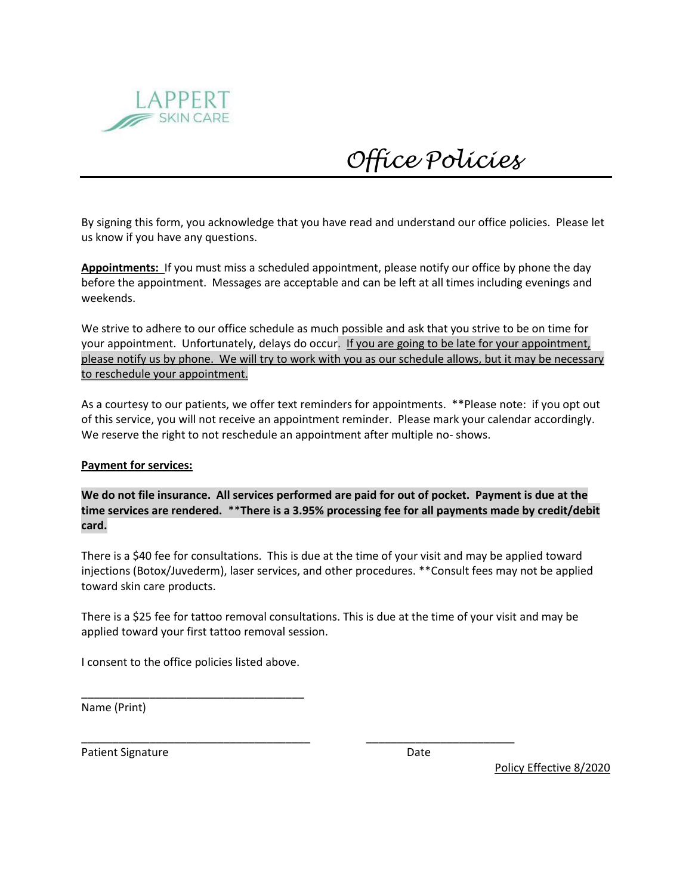LAPPERT
SKIN CARE

# *Office Policies*

By signing this form, you acknowledge that you have read and understand our office policies. Please let us know if you have any questions.

**Appointments:** If you must miss a scheduled appointment, please notify our office by phone the day before the appointment. Messages are acceptable and can be left at all times including evenings and weekends.

We strive to adhere to our office schedule as much possible and ask that you strive to be on time for your appointment. Unfortunately, delays do occur. If you are going to be late for your appointment, please notify us by phone. We will try to work with you as our schedule allows, but it may be necessary to reschedule your appointment.

As a courtesy to our patients, we offer text reminders for appointments. **Please note: if you opt out of this service, you will not receive an appointment reminder. Please mark your calendar accordingly. We reserve the right to not reschedule an appointment after multiple no- shows.

**Payment for services:**

**We do not file insurance. All services performed are paid for out of pocket. Payment is due at the time services are rendered. **There is a 3.95% processing fee for all payments made by credit/debit card.**

There is a $40 fee for consultations. This is due at the time of your visit and may be applied toward injections (Botox/Juvederm), laser services, and other procedures. **Consult fees may not be applied toward skin care products.

There is a $25 fee for tattoo removal consultations. This is due at the time of your visit and may be applied toward your first tattoo removal session.

I consent to the office policies listed above.

___________________________________

Name (Print)

___________________________________ ________________________

Patient Signature Date

Policy Effective 8/2020